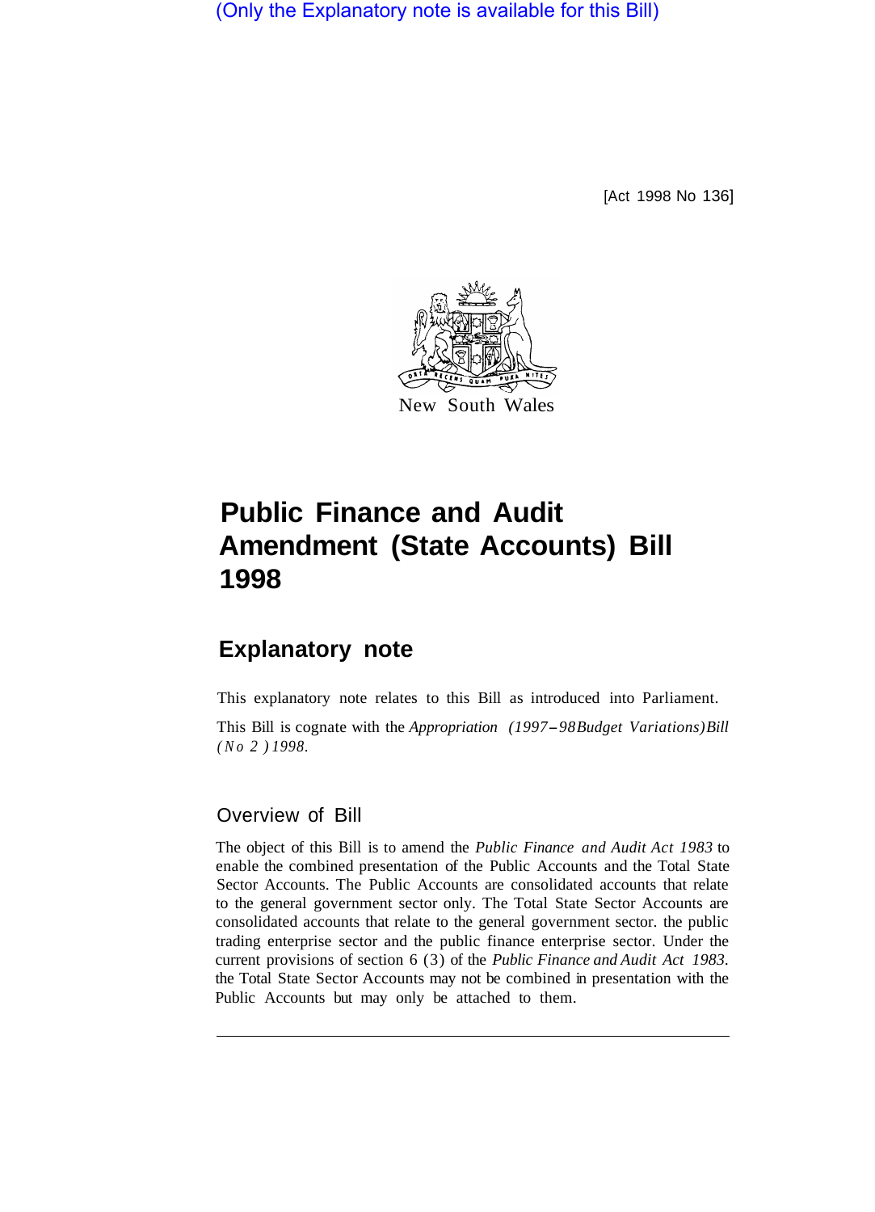(Only the Explanatory note is available for this Bill)

[Act 1998 No 136]

New South Wales

# Public Finance and Audit Amendment (State Accounts) Bill 1998

## Explanatory note

This explanatory note relates to this Bill as introduced into Parliament.

This Bill is cognate with the *Appropriation (1997–98 Budget Variations) Bill (No 2) 1998*.

### Overview of Bill

The object of this Bill is to amend the *Public Finance and Audit Act 1983* to enable the combined presentation of the Public Accounts and the Total State Sector Accounts. The Public Accounts are consolidated accounts that relate to the general government sector only. The Total State Sector Accounts are consolidated accounts that relate to the general government sector. the public trading enterprise sector and the public finance enterprise sector. Under the current provisions of section 6 (3) of the *Public Finance and Audit Act 1983*. the Total State Sector Accounts may not be combined in presentation with the Public Accounts but may only be attached to them.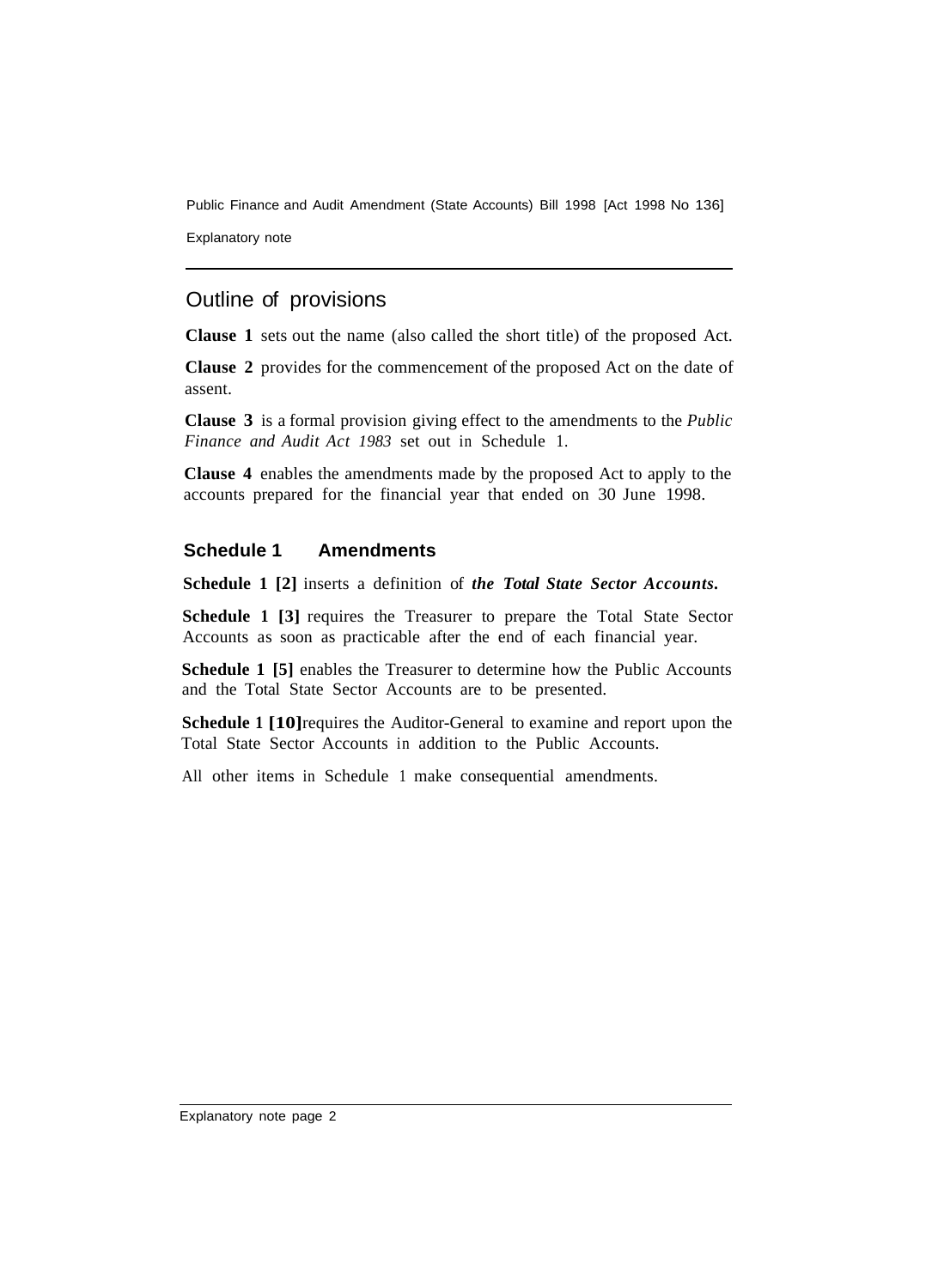## Outline of provisions

**Clause 1** sets out the name (also called the short title) of the proposed Act.

**Clause 2** provides for the commencement of the proposed Act on the date of assent.

**Clause 3** is a formal provision giving effect to the amendments to the *Public Finance and Audit Act 1983* set out in Schedule 1.

**Clause 4** enables the amendments made by the proposed Act to apply to the accounts prepared for the financial year that ended on 30 June 1998.

### Schedule 1 Amendments

**Schedule 1 [2]** inserts a definition of ***the Total State Sector Accounts.***

**Schedule 1 [3]** requires the Treasurer to prepare the Total State Sector Accounts as soon as practicable after the end of each financial year.

**Schedule 1 [5]** enables the Treasurer to determine how the Public Accounts and the Total State Sector Accounts are to be presented.

**Schedule 1 [10]** requires the Auditor-General to examine and report upon the Total State Sector Accounts in addition to the Public Accounts.

All other items in Schedule 1 make consequential amendments.